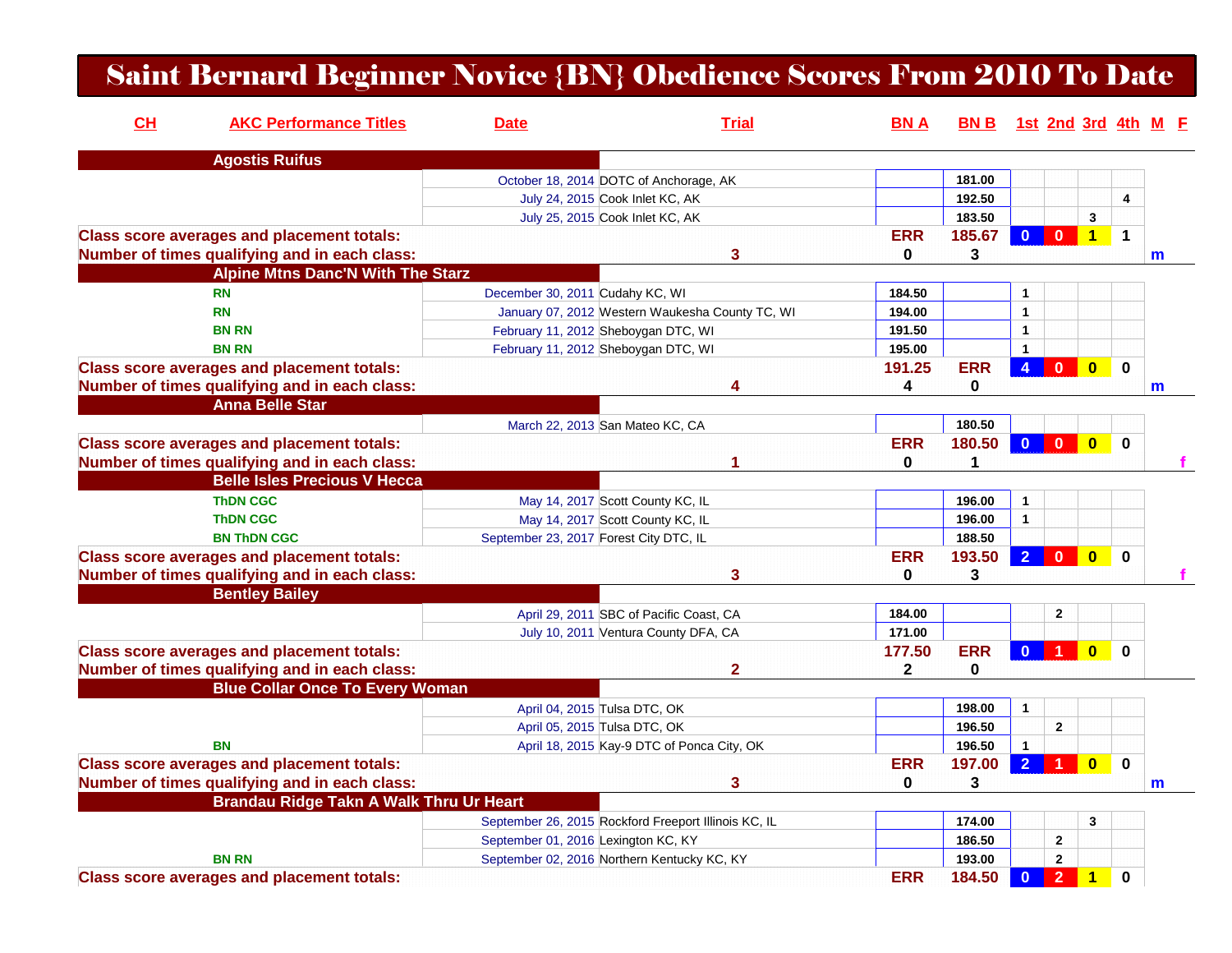# Saint Bernard Beginner Novice {BN} Obedience Scores From 2010 To Date

| CH | AKC Performance Titles | Date | Trial | BN A | BN B | 1st | 2nd | 3rd | 4th | M | F |
|---|---|---|---|---|---|---|---|---|---|---|---|
| **Agostis Ruifus** | | | | | | | | | | | |
| | | October 18, 2014 | DOTC of Anchorage, AK | | 181.00 | | | | | | |
| | | July 24, 2015 | Cook Inlet KC, AK | | 192.50 | | | | 4 | | |
| | | July 25, 2015 | Cook Inlet KC, AK | | 183.50 | | | 3 | | | |
| **Class score averages and placement totals:** | | | | ERR | 185.67 | 0 | 0 | 1 | 1 | | |
| **Number of times qualifying and in each class:** | | | 3 | 0 | 3 | | | | | m | |
| **Alpine Mtns Danc'N With The Starz** | | | | | | | | | | | |
| | RN | December 30, 2011 | Cudahy KC, WI | 184.50 | | 1 | | | | | |
| | RN | January 07, 2012 | Western Waukesha County TC, WI | 194.00 | | 1 | | | | | |
| | BN RN | February 11, 2012 | Sheboygan DTC, WI | 191.50 | | 1 | | | | | |
| | BN RN | February 11, 2012 | Sheboygan DTC, WI | 195.00 | | 1 | | | | | |
| **Class score averages and placement totals:** | | | | 191.25 | ERR | 4 | 0 | 0 | 0 | | |
| **Number of times qualifying and in each class:** | | | 4 | 4 | 0 | | | | | m | |
| **Anna Belle Star** | | | | | | | | | | | |
| | | March 22, 2013 | San Mateo KC, CA | | 180.50 | | | | | | |
| **Class score averages and placement totals:** | | | | ERR | 180.50 | 0 | 0 | 0 | 0 | | |
| **Number of times qualifying and in each class:** | | | 1 | 0 | 1 | | | | | | f |
| **Belle Isles Precious V Hecca** | | | | | | | | | | | |
| | ThDN CGC | May 14, 2017 | Scott County KC, IL | | 196.00 | 1 | | | | | |
| | ThDN CGC | May 14, 2017 | Scott County KC, IL | | 196.00 | 1 | | | | | |
| | BN ThDN CGC | September 23, 2017 | Forest City DTC, IL | | 188.50 | | | | | | |
| **Class score averages and placement totals:** | | | | ERR | 193.50 | 2 | 0 | 0 | 0 | | |
| **Number of times qualifying and in each class:** | | | 3 | 0 | 3 | | | | | | f |
| **Bentley Bailey** | | | | | | | | | | | |
| | | April 29, 2011 | SBC of Pacific Coast, CA | 184.00 | | | 2 | | | | |
| | | July 10, 2011 | Ventura County DFA, CA | 171.00 | | | | | | | |
| **Class score averages and placement totals:** | | | | 177.50 | ERR | 0 | 1 | 0 | 0 | | |
| **Number of times qualifying and in each class:** | | | 2 | 2 | 0 | | | | | | |
| **Blue Collar Once To Every Woman** | | | | | | | | | | | |
| | | April 04, 2015 | Tulsa DTC, OK | | 198.00 | 1 | | | | | |
| | | April 05, 2015 | Tulsa DTC, OK | | 196.50 | | 2 | | | | |
| | BN | April 18, 2015 | Kay-9 DTC of Ponca City, OK | | 196.50 | 1 | | | | | |
| **Class score averages and placement totals:** | | | | ERR | 197.00 | 2 | 1 | 0 | 0 | | |
| **Number of times qualifying and in each class:** | | | 3 | 0 | 3 | | | | | m | |
| **Brandau Ridge Takn A Walk Thru Ur Heart** | | | | | | | | | | | |
| | | September 26, 2015 | Rockford Freeport Illinois KC, IL | | 174.00 | | | 3 | | | |
| | | September 01, 2016 | Lexington KC, KY | | 186.50 | | 2 | | | | |
| | BN RN | September 02, 2016 | Northern Kentucky KC, KY | | 193.00 | | 2 | | | | |
| **Class score averages and placement totals:** | | | | ERR | 184.50 | 0 | 2 | 1 | 0 | | |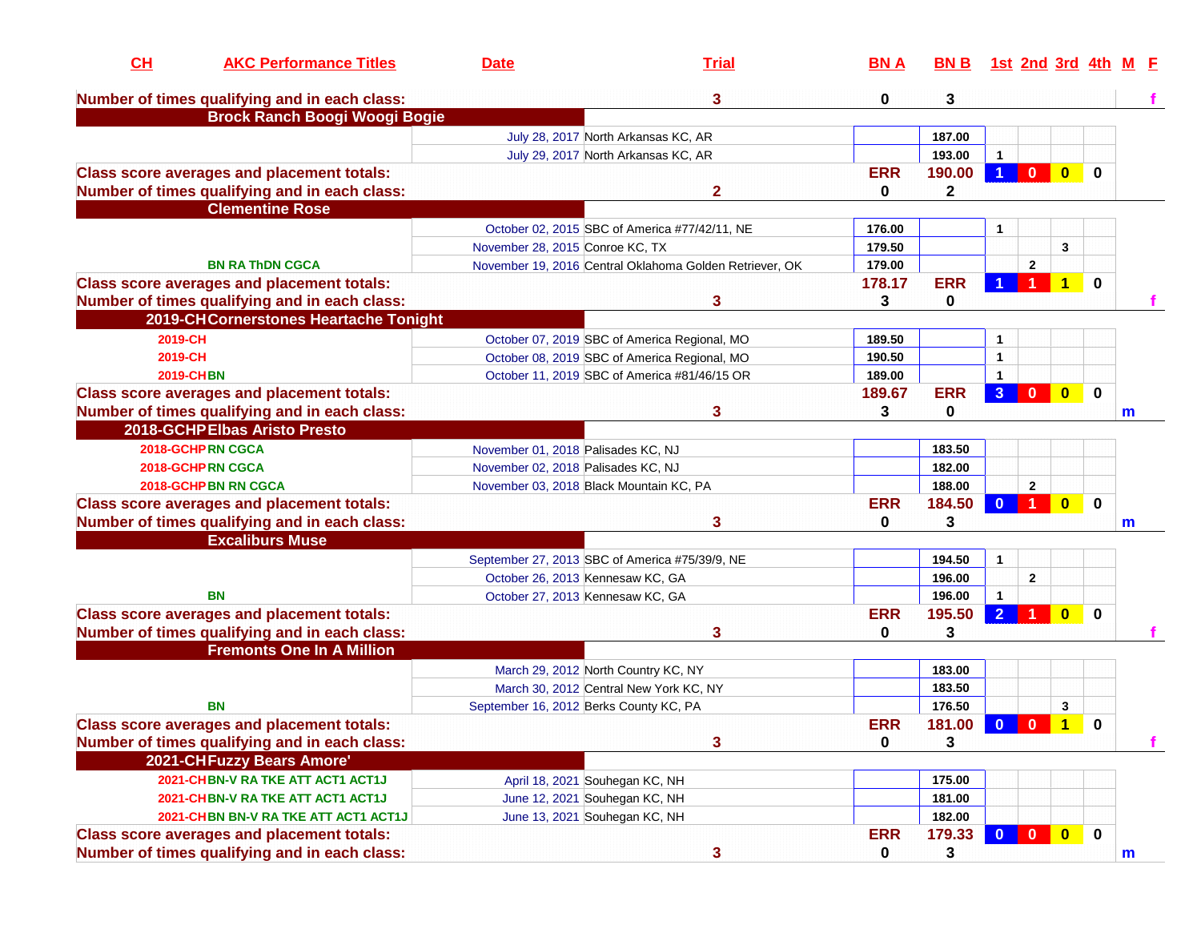| CH | AKC Performance Titles | Date | Trial | BN A | BN B | 1st | 2nd | 3rd | 4th | M | F |
|---|---|---|---|---|---|---|---|---|---|---|---|
| **Number of times qualifying and in each class:** | | | 3 | 0 | 3 | | | | | | f |
| **Brock Ranch Boogi Woogi Bogie** | | | | | | | | | | | |
| | | July 28, 2017 | North Arkansas KC, AR | | 187.00 | | | | | | |
| | | July 29, 2017 | North Arkansas KC, AR | | 193.00 | 1 | | | | | |
| **Class score averages and placement totals:** | | | | ERR | 190.00 | 1 | 0 | 0 | 0 | | |
| **Number of times qualifying and in each class:** | | | 2 | 0 | 2 | | | | | | |
| **Clementine Rose** | | | | | | | | | | | |
| | | October 02, 2015 | SBC of America #77/42/11, NE | 176.00 | | 1 | | | | | |
| | | November 28, 2015 | Conroe KC, TX | 179.50 | | | | 3 | | | |
| | BN RA ThDN CGCA | November 19, 2016 | Central Oklahoma Golden Retriever, OK | 179.00 | | | 2 | | | | |
| **Class score averages and placement totals:** | | | | 178.17 | ERR | 1 | 1 | 1 | 0 | | |
| **Number of times qualifying and in each class:** | | | 3 | 3 | 0 | | | | | | f |
| **2019-CH Cornerstones Heartache Tonight** | | | | | | | | | | | |
| 2019-CH | | October 07, 2019 | SBC of America Regional, MO | 189.50 | | 1 | | | | | |
| 2019-CH | | October 08, 2019 | SBC of America Regional, MO | 190.50 | | 1 | | | | | |
| 2019-CH | BN | October 11, 2019 | SBC of America #81/46/15 OR | 189.00 | | 1 | | | | | |
| **Class score averages and placement totals:** | | | | 189.67 | ERR | 3 | 0 | 0 | 0 | | |
| **Number of times qualifying and in each class:** | | | 3 | 3 | 0 | | | | | m | |
| **2018-GCHP Elbas Aristo Presto** | | | | | | | | | | | |
| 2018-GCHP | RN CGCA | November 01, 2018 | Palisades KC, NJ | | 183.50 | | | | | | |
| 2018-GCHP | RN CGCA | November 02, 2018 | Palisades KC, NJ | | 182.00 | | | | | | |
| 2018-GCHP | BN RN CGCA | November 03, 2018 | Black Mountain KC, PA | | 188.00 | | 2 | | | | |
| **Class score averages and placement totals:** | | | | ERR | 184.50 | 0 | 1 | 0 | 0 | | |
| **Number of times qualifying and in each class:** | | | 3 | 0 | 3 | | | | | m | |
| **Excaliburs Muse** | | | | | | | | | | | |
| | | September 27, 2013 | SBC of America #75/39/9, NE | | 194.50 | 1 | | | | | |
| | | October 26, 2013 | Kennesaw KC, GA | | 196.00 | | 2 | | | | |
| | BN | October 27, 2013 | Kennesaw KC, GA | | 196.00 | 1 | | | | | |
| **Class score averages and placement totals:** | | | | ERR | 195.50 | 2 | 1 | 0 | 0 | | |
| **Number of times qualifying and in each class:** | | | 3 | 0 | 3 | | | | | | f |
| **Fremonts One In A Million** | | | | | | | | | | | |
| | | March 29, 2012 | North Country KC, NY | | 183.00 | | | | | | |
| | | March 30, 2012 | Central New York KC, NY | | 183.50 | | | | | | |
| | BN | September 16, 2012 | Berks County KC, PA | | 176.50 | | | 3 | | | |
| **Class score averages and placement totals:** | | | | ERR | 181.00 | 0 | 0 | 1 | 0 | | |
| **Number of times qualifying and in each class:** | | | 3 | 0 | 3 | | | | | | f |
| **2021-CH Fuzzy Bears Amore'** | | | | | | | | | | | |
| 2021-CH | BN-V RA TKE ATT ACT1 ACT1J | April 18, 2021 | Souhegan KC, NH | | 175.00 | | | | | | |
| 2021-CH | BN-V RA TKE ATT ACT1 ACT1J | June 12, 2021 | Souhegan KC, NH | | 181.00 | | | | | | |
| 2021-CH | BN BN-V RA TKE ATT ACT1 ACT1J | June 13, 2021 | Souhegan KC, NH | | 182.00 | | | | | | |
| **Class score averages and placement totals:** | | | | ERR | 179.33 | 0 | 0 | 0 | 0 | | |
| **Number of times qualifying and in each class:** | | | 3 | 0 | 3 | | | | | m | |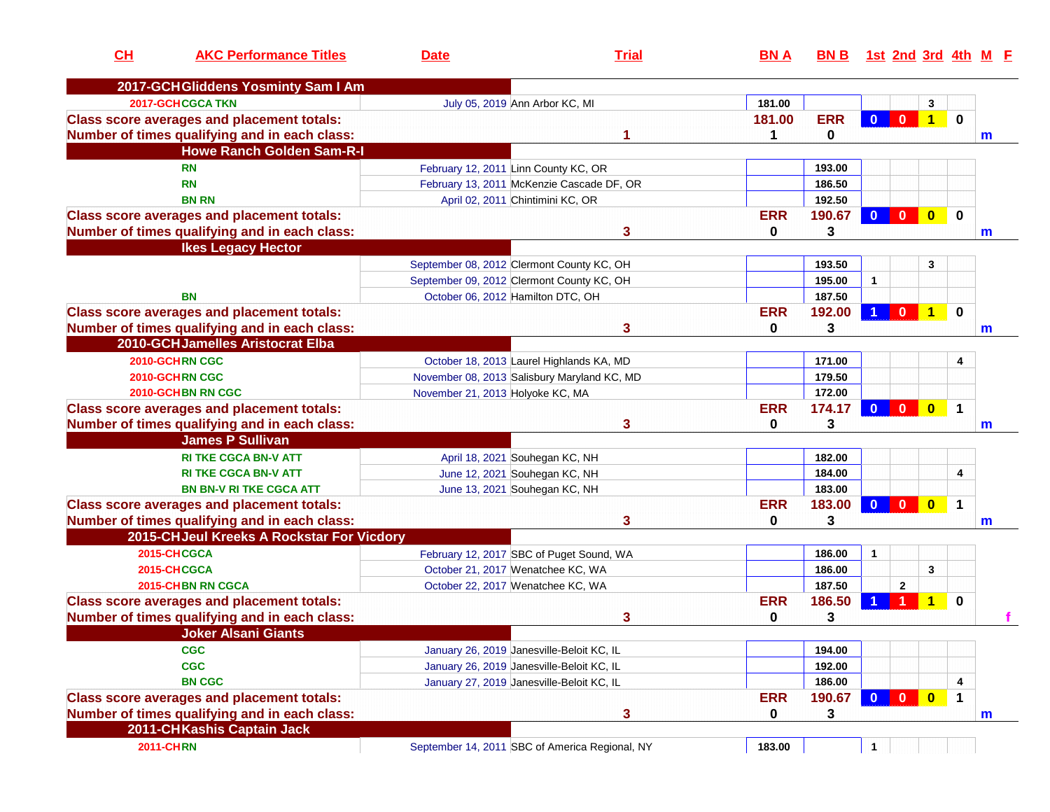| CH | AKC Performance Titles | Date | Trial | BN A | BN B | 1st | 2nd | 3rd | 4th | M | F |
|---|---|---|---|---|---|---|---|---|---|---|---|
| **2017-GCH** | **Gliddens Yosminty Sam I Am** | | | | | | | | | | |
| 2017-GCH | CGCA TKN | July 05, 2019 | Ann Arbor KC, MI | 181.00 | | | | 3 | | | |
| **Class score averages and placement totals:** | | | | 181.00 | ERR | 0 | 0 | 1 | 0 | | |
| **Number of times qualifying and in each class:** | | | 1 | 1 | 0 | | | | | m | |
| | **Howe Ranch Golden Sam-R-I** | | | | | | | | | | |
| | RN | February 12, 2011 | Linn County KC, OR | | 193.00 | | | | | | |
| | RN | February 13, 2011 | McKenzie Cascade DF, OR | | 186.50 | | | | | | |
| | BN RN | April 02, 2011 | Chintimini KC, OR | | 192.50 | | | | | | |
| **Class score averages and placement totals:** | | | | ERR | 190.67 | 0 | 0 | 0 | 0 | | |
| **Number of times qualifying and in each class:** | | | 3 | 0 | 3 | | | | | m | |
| | **Ikes Legacy Hector** | | | | | | | | | | |
| | | September 08, 2012 | Clermont County KC, OH | | 193.50 | | | 3 | | | |
| | | September 09, 2012 | Clermont County KC, OH | | 195.00 | 1 | | | | | |
| | BN | October 06, 2012 | Hamilton DTC, OH | | 187.50 | | | | | | |
| **Class score averages and placement totals:** | | | | ERR | 192.00 | 1 | 0 | 1 | 0 | | |
| **Number of times qualifying and in each class:** | | | 3 | 0 | 3 | | | | | m | |
| **2010-GCH** | **Jamelles Aristocrat Elba** | | | | | | | | | | |
| 2010-GCH | RN CGC | October 18, 2013 | Laurel Highlands KA, MD | | 171.00 | | | | 4 | | |
| 2010-GCH | RN CGC | November 08, 2013 | Salisbury Maryland KC, MD | | 179.50 | | | | | | |
| 2010-GCH | BN RN CGC | November 21, 2013 | Holyoke KC, MA | | 172.00 | | | | | | |
| **Class score averages and placement totals:** | | | | ERR | 174.17 | 0 | 0 | 0 | 1 | | |
| **Number of times qualifying and in each class:** | | | 3 | 0 | 3 | | | | | m | |
| | **James P Sullivan** | | | | | | | | | | |
| | RI TKE CGCA BN-V ATT | April 18, 2021 | Souhegan KC, NH | | 182.00 | | | | | | |
| | RI TKE CGCA BN-V ATT | June 12, 2021 | Souhegan KC, NH | | 184.00 | | | | 4 | | |
| | BN BN-V RI TKE CGCA ATT | June 13, 2021 | Souhegan KC, NH | | 183.00 | | | | | | |
| **Class score averages and placement totals:** | | | | ERR | 183.00 | 0 | 0 | 0 | 1 | | |
| **Number of times qualifying and in each class:** | | | 3 | 0 | 3 | | | | | m | |
| **2015-CH** | **Jeul Kreeks A Rockstar For Vicdory** | | | | | | | | | | |
| 2015-CH | CGCA | February 12, 2017 | SBC of Puget Sound, WA | | 186.00 | 1 | | | | | |
| 2015-CH | CGCA | October 21, 2017 | Wenatchee KC, WA | | 186.00 | | | 3 | | | |
| 2015-CH | BN RN CGCA | October 22, 2017 | Wenatchee KC, WA | | 187.50 | | 2 | | | | |
| **Class score averages and placement totals:** | | | | ERR | 186.50 | 1 | 1 | 1 | 0 | | |
| **Number of times qualifying and in each class:** | | | 3 | 0 | 3 | | | | | | f |
| | **Joker Alsani Giants** | | | | | | | | | | |
| | CGC | January 26, 2019 | Janesville-Beloit KC, IL | | 194.00 | | | | | | |
| | CGC | January 26, 2019 | Janesville-Beloit KC, IL | | 192.00 | | | | | | |
| | BN CGC | January 27, 2019 | Janesville-Beloit KC, IL | | 186.00 | | | | 4 | | |
| **Class score averages and placement totals:** | | | | ERR | 190.67 | 0 | 0 | 0 | 1 | | |
| **Number of times qualifying and in each class:** | | | 3 | 0 | 3 | | | | | m | |
| **2011-CH** | **Kashis Captain Jack** | | | | | | | | | | |
| 2011-CH | RN | September 14, 2011 | SBC of America Regional, NY | 183.00 | | 1 | | | | | |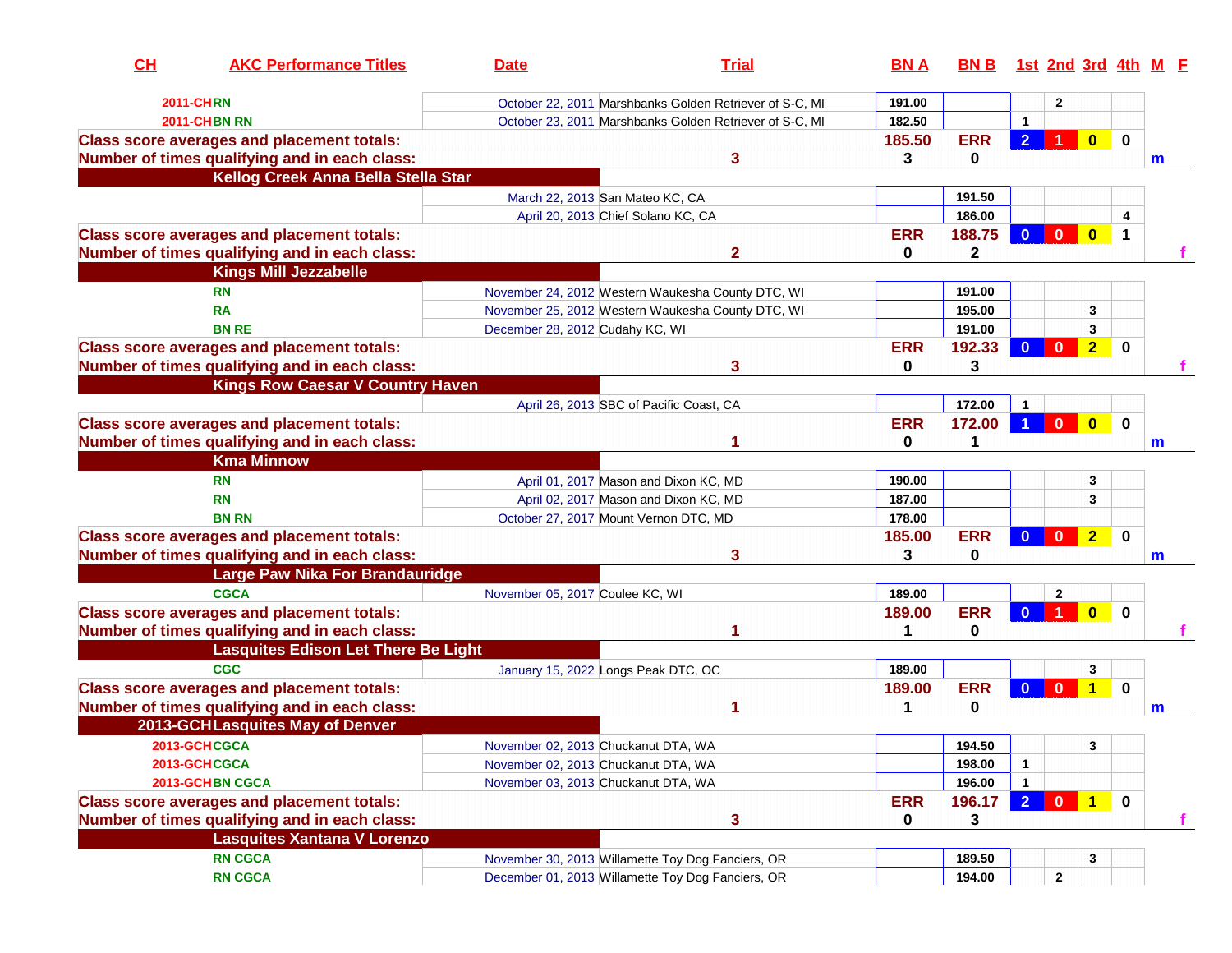| CH | AKC Performance Titles | Date | Trial | BN A | BN B | 1st | 2nd | 3rd | 4th | M | F |
|---|---|---|---|---|---|---|---|---|---|---|---|
| 2011-CH | RN | October 22, 2011 | Marshbanks Golden Retriever of S-C, MI | 191.00 | | | 2 | | | | |
| 2011-CH | BN RN | October 23, 2011 | Marshbanks Golden Retriever of S-C, MI | 182.50 | | 1 | | | | | |
| Class score averages and placement totals: | | | | 185.50 | ERR | 2 | 1 | 0 | 0 | | |
| Number of times qualifying and in each class: | | | 3 | 3 | 0 | | | | | m | |
| **Kellog Creek Anna Bella Stella Star** | | | | | | | | | | | |
| | | March 22, 2013 | San Mateo KC, CA | | 191.50 | | | | | | |
| | | April 20, 2013 | Chief Solano KC, CA | | 186.00 | | | | 4 | | |
| Class score averages and placement totals: | | | | ERR | 188.75 | 0 | 0 | 0 | 1 | | |
| Number of times qualifying and in each class: | | | 2 | 0 | 2 | | | | | | f |
| **Kings Mill Jezzabelle** | | | | | | | | | | | |
| | RN | November 24, 2012 | Western Waukesha County DTC, WI | | 191.00 | | | | | | |
| | RA | November 25, 2012 | Western Waukesha County DTC, WI | | 195.00 | | | 3 | | | |
| | BN RE | December 28, 2012 | Cudahy KC, WI | | 191.00 | | | 3 | | | |
| Class score averages and placement totals: | | | | ERR | 192.33 | 0 | 0 | 2 | 0 | | |
| Number of times qualifying and in each class: | | | 3 | 0 | 3 | | | | | | f |
| **Kings Row Caesar V Country Haven** | | | | | | | | | | | |
| | | April 26, 2013 | SBC of Pacific Coast, CA | | 172.00 | 1 | | | | | |
| Class score averages and placement totals: | | | | ERR | 172.00 | 1 | 0 | 0 | 0 | | |
| Number of times qualifying and in each class: | | | 1 | 0 | 1 | | | | | m | |
| **Kma Minnow** | | | | | | | | | | | |
| | RN | April 01, 2017 | Mason and Dixon KC, MD | 190.00 | | | | 3 | | | |
| | RN | April 02, 2017 | Mason and Dixon KC, MD | 187.00 | | | | 3 | | | |
| | BN RN | October 27, 2017 | Mount Vernon DTC, MD | 178.00 | | | | | | | |
| Class score averages and placement totals: | | | | 185.00 | ERR | 0 | 0 | 2 | 0 | | |
| Number of times qualifying and in each class: | | | 3 | 3 | 0 | | | | | m | |
| **Large Paw Nika For Brandauridge** | | | | | | | | | | | |
| | CGCA | November 05, 2017 | Coulee KC, WI | 189.00 | | | 2 | | | | |
| Class score averages and placement totals: | | | | 189.00 | ERR | 0 | 1 | 0 | 0 | | |
| Number of times qualifying and in each class: | | | 1 | 1 | 0 | | | | | | f |
| **Lasquites Edison Let There Be Light** | | | | | | | | | | | |
| | CGC | January 15, 2022 | Longs Peak DTC, OC | 189.00 | | | | 3 | | | |
| Class score averages and placement totals: | | | | 189.00 | ERR | 0 | 0 | 1 | 0 | | |
| Number of times qualifying and in each class: | | | 1 | 1 | 0 | | | | | m | |
| **2013-GCH Lasquites May of Denver** | | | | | | | | | | | |
| 2013-GCH | CGCA | November 02, 2013 | Chuckanut DTA, WA | | 194.50 | | | 3 | | | |
| 2013-GCH | CGCA | November 02, 2013 | Chuckanut DTA, WA | | 198.00 | 1 | | | | | |
| 2013-GCH | BN CGCA | November 03, 2013 | Chuckanut DTA, WA | | 196.00 | 1 | | | | | |
| Class score averages and placement totals: | | | | ERR | 196.17 | 2 | 0 | 1 | 0 | | |
| Number of times qualifying and in each class: | | | 3 | 0 | 3 | | | | | | f |
| **Lasquites Xantana V Lorenzo** | | | | | | | | | | | |
| | RN CGCA | November 30, 2013 | Willamette Toy Dog Fanciers, OR | | 189.50 | | | 3 | | | |
| | RN CGCA | December 01, 2013 | Willamette Toy Dog Fanciers, OR | | 194.00 | | 2 | | | | |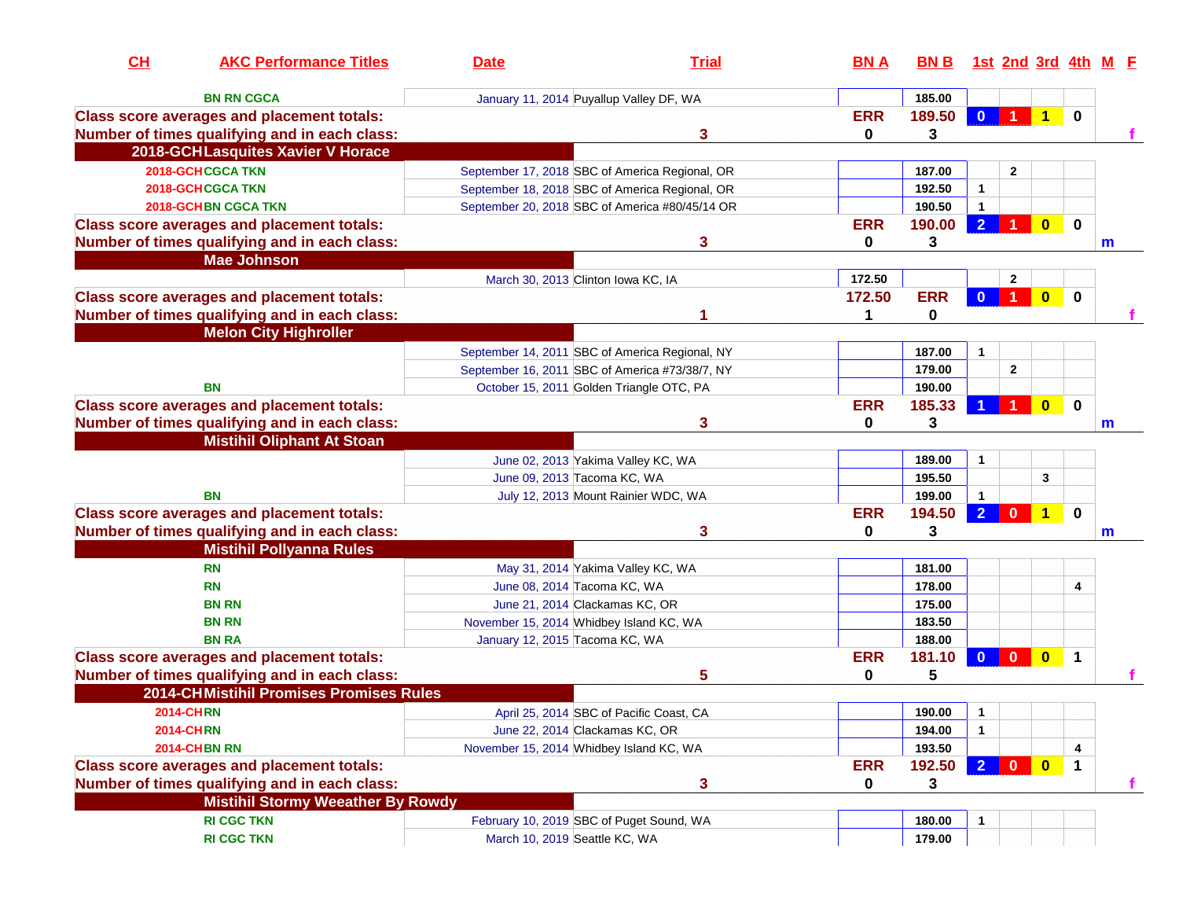| CH | AKC Performance Titles | Date | Trial | BN A | BN B | 1st | 2nd | 3rd | 4th | M | F |
|---|---|---|---|---|---|---|---|---|---|---|---|
| | BN RN CGCA | January 11, 2014 | Puyallup Valley DF, WA | | 185.00 | | | | | | |
| Class score averages and placement totals: | | | | ERR | 189.50 | 0 | 1 | 1 | 0 | | |
| Number of times qualifying and in each class: | | | 3 | 0 | 3 | | | | | | f |
| 2018-GCH | Lasquites Xavier V Horace | | | | | | | | | | |
| 2018-GCH | CGCA TKN | September 17, 2018 | SBC of America Regional, OR | | 187.00 | | 2 | | | | |
| 2018-GCH | CGCA TKN | September 18, 2018 | SBC of America Regional, OR | | 192.50 | 1 | | | | | |
| 2018-GCH | BN CGCA TKN | September 20, 2018 | SBC of America #80/45/14 OR | | 190.50 | 1 | | | | | |
| Class score averages and placement totals: | | | | ERR | 190.00 | 2 | 1 | 0 | 0 | | |
| Number of times qualifying and in each class: | | | 3 | 0 | 3 | | | | | m | |
| | Mae Johnson | | | | | | | | | | |
| | | March 30, 2013 | Clinton Iowa KC, IA | 172.50 | | | 2 | | | | |
| Class score averages and placement totals: | | | | 172.50 | ERR | 0 | 1 | 0 | 0 | | |
| Number of times qualifying and in each class: | | | 1 | 1 | 0 | | | | | | f |
| | Melon City Highroller | | | | | | | | | | |
| | | September 14, 2011 | SBC of America Regional, NY | | 187.00 | 1 | | | | | |
| | | September 16, 2011 | SBC of America #73/38/7, NY | | 179.00 | | 2 | | | | |
| | BN | October 15, 2011 | Golden Triangle OTC, PA | | 190.00 | | | | | | |
| Class score averages and placement totals: | | | | ERR | 185.33 | 1 | 1 | 0 | 0 | | |
| Number of times qualifying and in each class: | | | 3 | 0 | 3 | | | | | m | |
| | Mistihil Oliphant At Stoan | | | | | | | | | | |
| | | June 02, 2013 | Yakima Valley KC, WA | | 189.00 | 1 | | | | | |
| | | June 09, 2013 | Tacoma KC, WA | | 195.50 | | | 3 | | | |
| | BN | July 12, 2013 | Mount Rainier WDC, WA | | 199.00 | 1 | | | | | |
| Class score averages and placement totals: | | | | ERR | 194.50 | 2 | 0 | 1 | 0 | | |
| Number of times qualifying and in each class: | | | 3 | 0 | 3 | | | | | m | |
| | Mistihil Pollyanna Rules | | | | | | | | | | |
| | RN | May 31, 2014 | Yakima Valley KC, WA | | 181.00 | | | | | | |
| | RN | June 08, 2014 | Tacoma KC, WA | | 178.00 | | | | 4 | | |
| | BN RN | June 21, 2014 | Clackamas KC, OR | | 175.00 | | | | | | |
| | BN RN | November 15, 2014 | Whidbey Island KC, WA | | 183.50 | | | | | | |
| | BN RA | January 12, 2015 | Tacoma KC, WA | | 188.00 | | | | | | |
| Class score averages and placement totals: | | | | ERR | 181.10 | 0 | 0 | 0 | 1 | | |
| Number of times qualifying and in each class: | | | 5 | 0 | 5 | | | | | | f |
| 2014-CH | Mistihil Promises Promises Rules | | | | | | | | | | |
| 2014-CH | RN | April 25, 2014 | SBC of Pacific Coast, CA | | 190.00 | 1 | | | | | |
| 2014-CH | RN | June 22, 2014 | Clackamas KC, OR | | 194.00 | 1 | | | | | |
| 2014-CH | BN RN | November 15, 2014 | Whidbey Island KC, WA | | 193.50 | | | | 4 | | |
| Class score averages and placement totals: | | | | ERR | 192.50 | 2 | 0 | 0 | 1 | | |
| Number of times qualifying and in each class: | | | 3 | 0 | 3 | | | | | | f |
| | Mistihil Stormy Weeather By Rowdy | | | | | | | | | | |
| | RI CGC TKN | February 10, 2019 | SBC of Puget Sound, WA | | 180.00 | 1 | | | | | |
| | RI CGC TKN | March 10, 2019 | Seattle KC, WA | | 179.00 | | | | | | |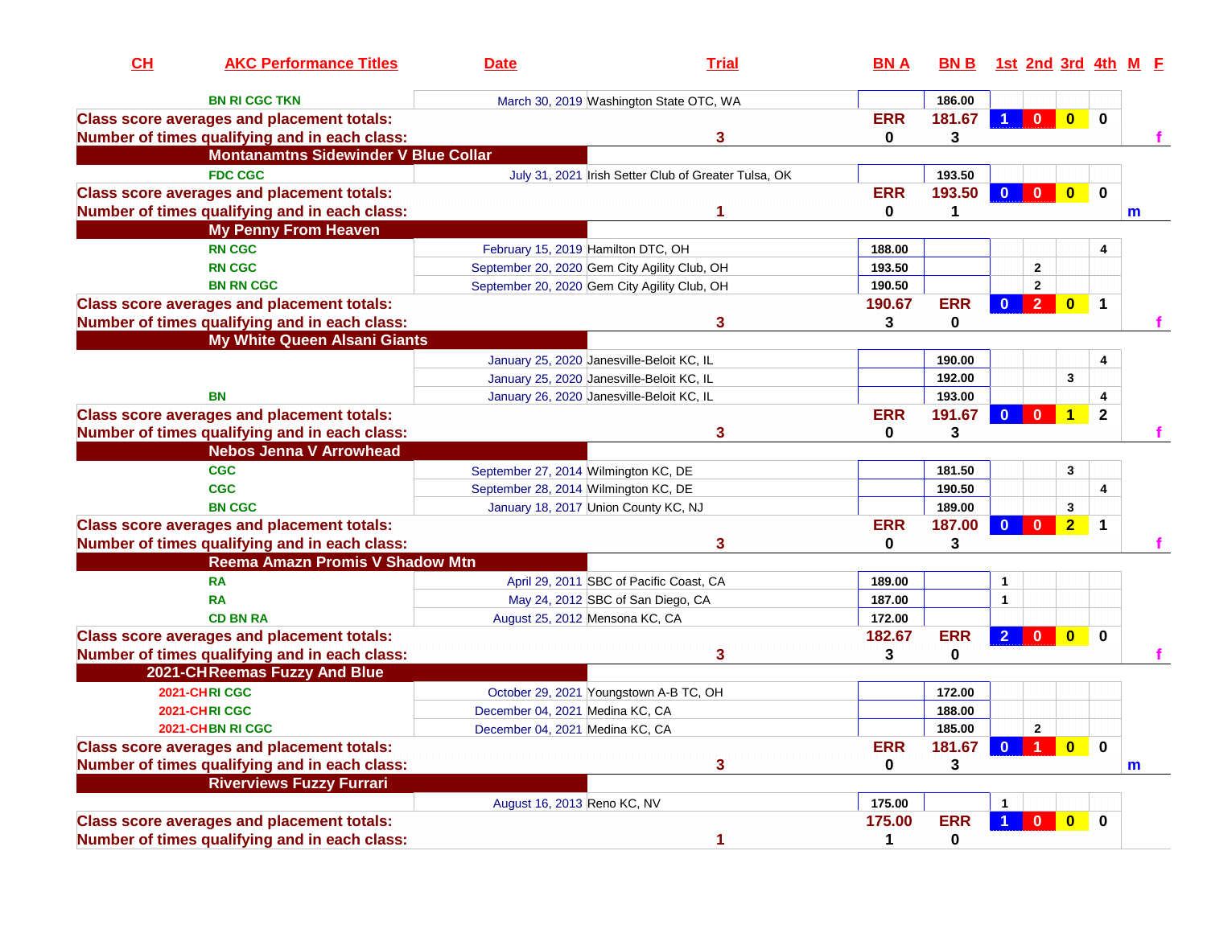| CH | AKC Performance Titles | Date | Trial | BN A | BN B | 1st | 2nd | 3rd | 4th | M | F |
|---|---|---|---|---|---|---|---|---|---|---|---|
| | BN RI CGC TKN | March 30, 2019 | Washington State OTC, WA | | 186.00 | | | | | | |
| Class score averages and placement totals: | | | | ERR | 181.67 | 1 | 0 | 0 | 0 | | |
| Number of times qualifying and in each class: | | | 3 | 0 | 3 | | | | | | f |
| Montanamtns Sidewinder V Blue Collar | | | | | | | | | | | |
| | FDC CGC | July 31, 2021 | Irish Setter Club of Greater Tulsa, OK | | 193.50 | | | | | | |
| Class score averages and placement totals: | | | | ERR | 193.50 | 0 | 0 | 0 | 0 | | |
| Number of times qualifying and in each class: | | | 1 | 0 | 1 | | | | | m | |
| My Penny From Heaven | | | | | | | | | | | |
| | RN CGC | February 15, 2019 | Hamilton DTC, OH | 188.00 | | | | | 4 | | |
| | RN CGC | September 20, 2020 | Gem City Agility Club, OH | 193.50 | | | 2 | | | | |
| | BN RN CGC | September 20, 2020 | Gem City Agility Club, OH | 190.50 | | | 2 | | | | |
| Class score averages and placement totals: | | | | 190.67 | ERR | 0 | 2 | 0 | 1 | | |
| Number of times qualifying and in each class: | | | 3 | 3 | 0 | | | | | | f |
| My White Queen Alsani Giants | | | | | | | | | | | |
| | | January 25, 2020 | Janesville-Beloit KC, IL | | 190.00 | | | | 4 | | |
| | | January 25, 2020 | Janesville-Beloit KC, IL | | 192.00 | | | 3 | | | |
| | BN | January 26, 2020 | Janesville-Beloit KC, IL | | 193.00 | | | | 4 | | |
| Class score averages and placement totals: | | | | ERR | 191.67 | 0 | 0 | 1 | 2 | | |
| Number of times qualifying and in each class: | | | 3 | 0 | 3 | | | | | | f |
| Nebos Jenna V Arrowhead | | | | | | | | | | | |
| | CGC | September 27, 2014 | Wilmington KC, DE | | 181.50 | | | 3 | | | |
| | CGC | September 28, 2014 | Wilmington KC, DE | | 190.50 | | | | 4 | | |
| | BN CGC | January 18, 2017 | Union County KC, NJ | | 189.00 | | | 3 | | | |
| Class score averages and placement totals: | | | | ERR | 187.00 | 0 | 0 | 2 | 1 | | |
| Number of times qualifying and in each class: | | | 3 | 0 | 3 | | | | | | f |
| Reema Amazn Promis V Shadow Mtn | | | | | | | | | | | |
| | RA | April 29, 2011 | SBC of Pacific Coast, CA | 189.00 | | 1 | | | | | |
| | RA | May 24, 2012 | SBC of San Diego, CA | 187.00 | | 1 | | | | | |
| | CD BN RA | August 25, 2012 | Mensona KC, CA | 172.00 | | | | | | | |
| Class score averages and placement totals: | | | | 182.67 | ERR | 2 | 0 | 0 | 0 | | |
| Number of times qualifying and in each class: | | | 3 | 3 | 0 | | | | | | f |
| 2021-CH Reemas Fuzzy And Blue | | | | | | | | | | | |
| 2021-CH | RI CGC | October 29, 2021 | Youngstown A-B TC, OH | | 172.00 | | | | | | |
| 2021-CH | RI CGC | December 04, 2021 | Medina KC, CA | | 188.00 | | | | | | |
| 2021-CH | BN RI CGC | December 04, 2021 | Medina KC, CA | | 185.00 | | 2 | | | | |
| Class score averages and placement totals: | | | | ERR | 181.67 | 0 | 1 | 0 | 0 | | |
| Number of times qualifying and in each class: | | | 3 | 0 | 3 | | | | | m | |
| Riverviews Fuzzy Furrari | | | | | | | | | | | |
| | | August 16, 2013 | Reno KC, NV | 175.00 | | 1 | | | | | |
| Class score averages and placement totals: | | | | 175.00 | ERR | 1 | 0 | 0 | 0 | | |
| Number of times qualifying and in each class: | | | 1 | 1 | 0 | | | | | | |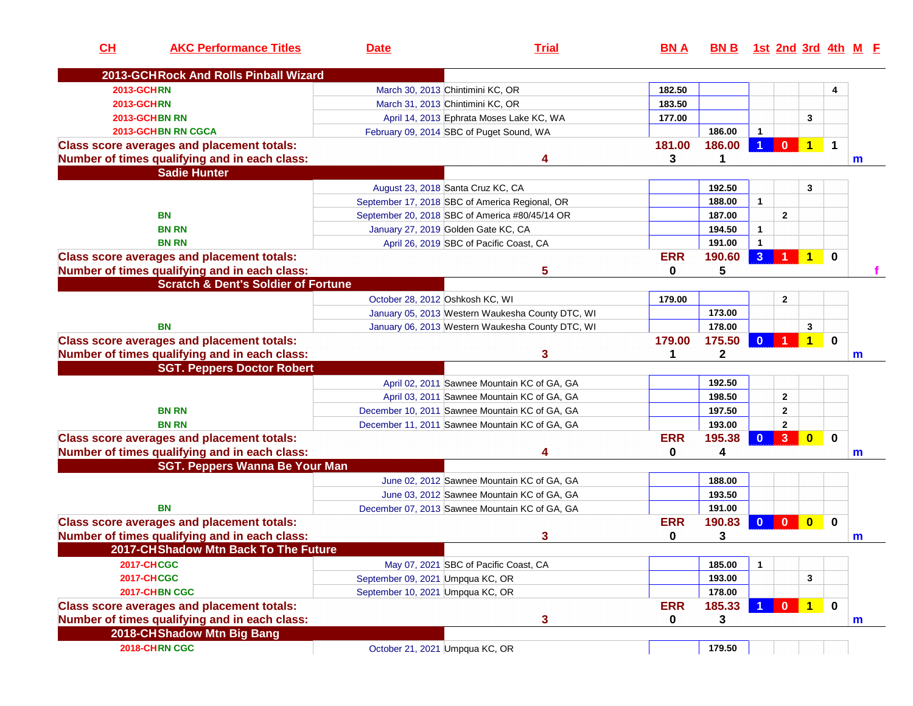| CH | AKC Performance Titles | Date | Trial | BN A | BN B | 1st | 2nd | 3rd | 4th | M | F |
|---|---|---|---|---|---|---|---|---|---|---|---|
| **2013-GCH Rock And Rolls Pinball Wizard** | | | | | | | | | | | |
| 2013-GCH | RN | March 30, 2013 | Chintimini KC, OR | 182.50 | | | | | 4 | | |
| 2013-GCH | RN | March 31, 2013 | Chintimini KC, OR | 183.50 | | | | | | | |
| 2013-GCH | BN RN | April 14, 2013 | Ephrata Moses Lake KC, WA | 177.00 | | | | 3 | | | |
| 2013-GCH | BN RN CGCA | February 09, 2014 | SBC of Puget Sound, WA | | 186.00 | 1 | | | | | |
| Class score averages and placement totals: | | | | 181.00 | 186.00 | 1 | 0 | 1 | 1 | | |
| Number of times qualifying and in each class: | | | 4 | 3 | 1 | | | | | m | |
| **Sadie Hunter** | | | | | | | | | | | |
| | | August 23, 2018 | Santa Cruz KC, CA | | 192.50 | | | 3 | | | |
| | | September 17, 2018 | SBC of America Regional, OR | | 188.00 | 1 | | | | | |
| | BN | September 20, 2018 | SBC of America #80/45/14 OR | | 187.00 | | 2 | | | | |
| | BN RN | January 27, 2019 | Golden Gate KC, CA | | 194.50 | 1 | | | | | |
| | BN RN | April 26, 2019 | SBC of Pacific Coast, CA | | 191.00 | 1 | | | | | |
| Class score averages and placement totals: | | | | ERR | 190.60 | 3 | 1 | 1 | 0 | | |
| Number of times qualifying and in each class: | | | 5 | 0 | 5 | | | | | | f |
| **Scratch & Dent's Soldier of Fortune** | | | | | | | | | | | |
| | | October 28, 2012 | Oshkosh KC, WI | 179.00 | | | 2 | | | | |
| | | January 05, 2013 | Western Waukesha County DTC, WI | | 173.00 | | | | | | |
| | BN | January 06, 2013 | Western Waukesha County DTC, WI | | 178.00 | | | 3 | | | |
| Class score averages and placement totals: | | | | 179.00 | 175.50 | 0 | 1 | 1 | 0 | | |
| Number of times qualifying and in each class: | | | 3 | 1 | 2 | | | | | m | |
| **SGT. Peppers Doctor Robert** | | | | | | | | | | | |
| | | April 02, 2011 | Sawnee Mountain KC of GA, GA | | 192.50 | | | | | | |
| | | April 03, 2011 | Sawnee Mountain KC of GA, GA | | 198.50 | | 2 | | | | |
| | BN RN | December 10, 2011 | Sawnee Mountain KC of GA, GA | | 197.50 | | 2 | | | | |
| | BN RN | December 11, 2011 | Sawnee Mountain KC of GA, GA | | 193.00 | | 2 | | | | |
| Class score averages and placement totals: | | | | ERR | 195.38 | 0 | 3 | 0 | 0 | | |
| Number of times qualifying and in each class: | | | 4 | 0 | 4 | | | | | m | |
| **SGT. Peppers Wanna Be Your Man** | | | | | | | | | | | |
| | | June 02, 2012 | Sawnee Mountain KC of GA, GA | | 188.00 | | | | | | |
| | | June 03, 2012 | Sawnee Mountain KC of GA, GA | | 193.50 | | | | | | |
| | BN | December 07, 2013 | Sawnee Mountain KC of GA, GA | | 191.00 | | | | | | |
| Class score averages and placement totals: | | | | ERR | 190.83 | 0 | 0 | 0 | 0 | | |
| Number of times qualifying and in each class: | | | 3 | 0 | 3 | | | | | m | |
| **2017-CH Shadow Mtn Back To The Future** | | | | | | | | | | | |
| 2017-CH | CGC | May 07, 2021 | SBC of Pacific Coast, CA | | 185.00 | 1 | | | | | |
| 2017-CH | CGC | September 09, 2021 | Umpqua KC, OR | | 193.00 | | | 3 | | | |
| 2017-CH | BN CGC | September 10, 2021 | Umpqua KC, OR | | 178.00 | | | | | | |
| Class score averages and placement totals: | | | | ERR | 185.33 | 1 | 0 | 1 | 0 | | |
| Number of times qualifying and in each class: | | | 3 | 0 | 3 | | | | | m | |
| **2018-CH Shadow Mtn Big Bang** | | | | | | | | | | | |
| 2018-CH | RN CGC | October 21, 2021 | Umpqua KC, OR | | 179.50 | | | | | | |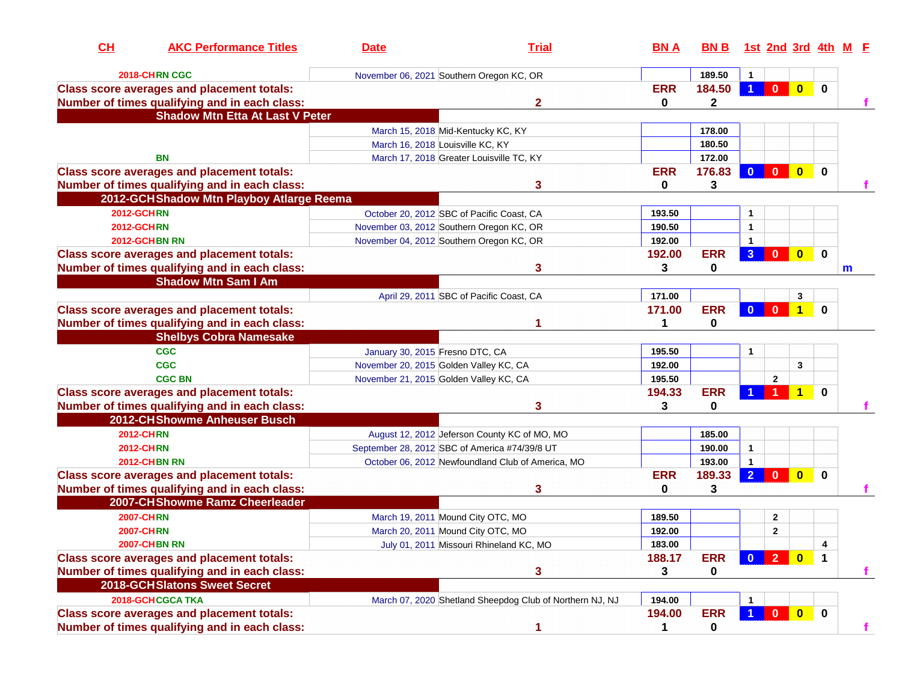| CH | AKC Performance Titles | Date | Trial | BN A | BN B | 1st | 2nd | 3rd | 4th | M | F |
|---|---|---|---|---|---|---|---|---|---|---|---|
| 2018-CH | RN CGC | November 06, 2021 | Southern Oregon KC, OR | | 189.50 | 1 | | | | | |
| Class score averages and placement totals: | | | | ERR | 184.50 | 1 | 0 | 0 | 0 | | |
| Number of times qualifying and in each class: | | | 2 | 0 | 2 | | | | | | f |
| **Shadow Mtn Etta At Last V Peter** | | | | | | | | | | | |
| | | March 15, 2018 | Mid-Kentucky KC, KY | | 178.00 | | | | | | |
| | | March 16, 2018 | Louisville KC, KY | | 180.50 | | | | | | |
| | BN | March 17, 2018 | Greater Louisville TC, KY | | 172.00 | | | | | | |
| Class score averages and placement totals: | | | | ERR | 176.83 | 0 | 0 | 0 | 0 | | |
| Number of times qualifying and in each class: | | | 3 | 0 | 3 | | | | | | f |
| **2012-GCH Shadow Mtn Playboy Atlarge Reema** | | | | | | | | | | | |
| 2012-GCH | RN | October 20, 2012 | SBC of Pacific Coast, CA | 193.50 | | 1 | | | | | |
| 2012-GCH | RN | November 03, 2012 | Southern Oregon KC, OR | 190.50 | | 1 | | | | | |
| 2012-GCH | BN RN | November 04, 2012 | Southern Oregon KC, OR | 192.00 | | 1 | | | | | |
| Class score averages and placement totals: | | | | 192.00 | ERR | 3 | 0 | 0 | 0 | | |
| Number of times qualifying and in each class: | | | 3 | 3 | 0 | | | | | m | |
| **Shadow Mtn Sam I Am** | | | | | | | | | | | |
| | | April 29, 2011 | SBC of Pacific Coast, CA | 171.00 | | | | 3 | | | |
| Class score averages and placement totals: | | | | 171.00 | ERR | 0 | 0 | 1 | 0 | | |
| Number of times qualifying and in each class: | | | 1 | 1 | 0 | | | | | | |
| **Shelbys Cobra Namesake** | | | | | | | | | | | |
| | CGC | January 30, 2015 | Fresno DTC, CA | 195.50 | | 1 | | | | | |
| | CGC | November 20, 2015 | Golden Valley KC, CA | 192.00 | | | | 3 | | | |
| | CGC BN | November 21, 2015 | Golden Valley KC, CA | 195.50 | | | 2 | | | | |
| Class score averages and placement totals: | | | | 194.33 | ERR | 1 | 1 | 1 | 0 | | |
| Number of times qualifying and in each class: | | | 3 | 3 | 0 | | | | | | f |
| **2012-CH Showme Anheuser Busch** | | | | | | | | | | | |
| 2012-CH | RN | August 12, 2012 | Jeferson County KC of MO, MO | | 185.00 | | | | | | |
| 2012-CH | RN | September 28, 2012 | SBC of America #74/39/8 UT | | 190.00 | 1 | | | | | |
| 2012-CH | BN RN | October 06, 2012 | Newfoundland Club of America, MO | | 193.00 | 1 | | | | | |
| Class score averages and placement totals: | | | | ERR | 189.33 | 2 | 0 | 0 | 0 | | |
| Number of times qualifying and in each class: | | | 3 | 0 | 3 | | | | | | f |
| **2007-CH Showme Ramz Cheerleader** | | | | | | | | | | | |
| 2007-CH | RN | March 19, 2011 | Mound City OTC, MO | 189.50 | | | 2 | | | | |
| 2007-CH | RN | March 20, 2011 | Mound City OTC, MO | 192.00 | | | 2 | | | | |
| 2007-CH | BN RN | July 01, 2011 | Missouri Rhineland KC, MO | 183.00 | | | | | 4 | | |
| Class score averages and placement totals: | | | | 188.17 | ERR | 0 | 2 | 0 | 1 | | |
| Number of times qualifying and in each class: | | | 3 | 3 | 0 | | | | | | f |
| **2018-GCH Slatons Sweet Secret** | | | | | | | | | | | |
| 2018-GCH | CGCA TKA | March 07, 2020 | Shetland Sheepdog Club of Northern NJ, NJ | 194.00 | | 1 | | | | | |
| Class score averages and placement totals: | | | | 194.00 | ERR | 1 | 0 | 0 | 0 | | |
| Number of times qualifying and in each class: | | | 1 | 1 | 0 | | | | | | f |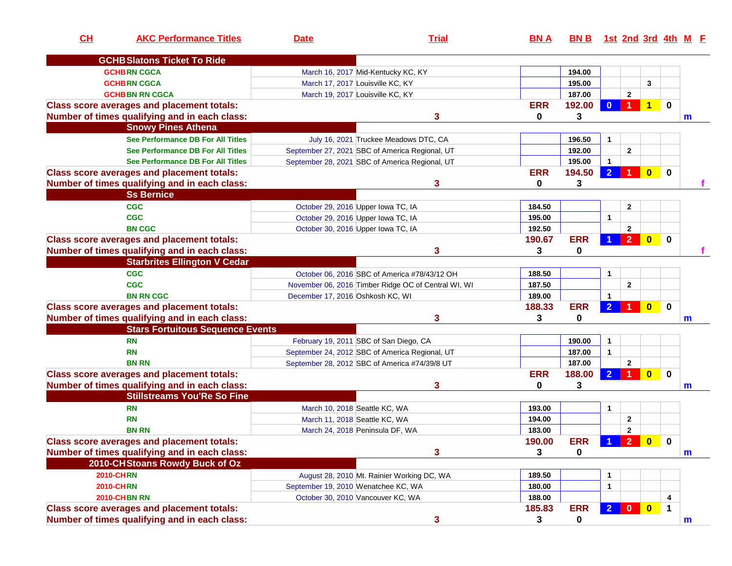| CH | AKC Performance Titles | Date | Trial | BN A | BN B | 1st | 2nd | 3rd | 4th | M | F |
|---|---|---|---|---|---|---|---|---|---|---|---|
| GCHB | **Slatons Ticket To Ride** | | | | | | | | | | |
| GCHB | RN CGCA | March 16, 2017 | Mid-Kentucky KC, KY | | 194.00 | | | | | | |
| GCHB | RN CGCA | March 17, 2017 | Louisville KC, KY | | 195.00 | | | 3 | | | |
| GCHB | BN RN CGCA | March 19, 2017 | Louisville KC, KY | | 187.00 | | 2 | | | | |
| **Class score averages and placement totals:** | | | | ERR | 192.00 | 0 | 1 | 1 | 0 | | |
| **Number of times qualifying and in each class:** | | | 3 | 0 | 3 | | | | | m | |
| | **Snowy Pines Athena** | | | | | | | | | | |
| | See Performance DB For All Titles | July 16, 2021 | Truckee Meadows DTC, CA | | 196.50 | 1 | | | | | |
| | See Performance DB For All Titles | September 27, 2021 | SBC of America Regional, UT | | 192.00 | | 2 | | | | |
| | See Performance DB For All Titles | September 28, 2021 | SBC of America Regional, UT | | 195.00 | 1 | | | | | |
| **Class score averages and placement totals:** | | | | ERR | 194.50 | 2 | 1 | 0 | 0 | | |
| **Number of times qualifying and in each class:** | | | 3 | 0 | 3 | | | | | | f |
| | **Ss Bernice** | | | | | | | | | | |
| | CGC | October 29, 2016 | Upper Iowa TC, IA | 184.50 | | | 2 | | | | |
| | CGC | October 29, 2016 | Upper Iowa TC, IA | 195.00 | | 1 | | | | | |
| | BN CGC | October 30, 2016 | Upper Iowa TC, IA | 192.50 | | | 2 | | | | |
| **Class score averages and placement totals:** | | | | 190.67 | ERR | 1 | 2 | 0 | 0 | | |
| **Number of times qualifying and in each class:** | | | 3 | 3 | 0 | | | | | | f |
| | **Starbrites Ellington V Cedar** | | | | | | | | | | |
| | CGC | October 06, 2016 | SBC of America #78/43/12 OH | 188.50 | | 1 | | | | | |
| | CGC | November 06, 2016 | Timber Ridge OC of Central WI, WI | 187.50 | | | 2 | | | | |
| | BN RN CGC | December 17, 2016 | Oshkosh KC, WI | 189.00 | | 1 | | | | | |
| **Class score averages and placement totals:** | | | | 188.33 | ERR | 2 | 1 | 0 | 0 | | |
| **Number of times qualifying and in each class:** | | | 3 | 3 | 0 | | | | | m | |
| | **Stars Fortuitous Sequence Events** | | | | | | | | | | |
| | RN | February 19, 2011 | SBC of San Diego, CA | | 190.00 | 1 | | | | | |
| | RN | September 24, 2012 | SBC of America Regional, UT | | 187.00 | 1 | | | | | |
| | BN RN | September 28, 2012 | SBC of America #74/39/8 UT | | 187.00 | | 2 | | | | |
| **Class score averages and placement totals:** | | | | ERR | 188.00 | 2 | 1 | 0 | 0 | | |
| **Number of times qualifying and in each class:** | | | 3 | 0 | 3 | | | | | m | |
| | **Stillstreams You'Re So Fine** | | | | | | | | | | |
| | RN | March 10, 2018 | Seattle KC, WA | 193.00 | | 1 | | | | | |
| | RN | March 11, 2018 | Seattle KC, WA | 194.00 | | | 2 | | | | |
| | BN RN | March 24, 2018 | Peninsula DF, WA | 183.00 | | | 2 | | | | |
| **Class score averages and placement totals:** | | | | 190.00 | ERR | 1 | 2 | 0 | 0 | | |
| **Number of times qualifying and in each class:** | | | 3 | 3 | 0 | | | | | m | |
| 2010-CH | **Stoans Rowdy Buck of Oz** | | | | | | | | | | |
| 2010-CH | RN | August 28, 2010 | Mt. Rainier Working DC, WA | 189.50 | | 1 | | | | | |
| 2010-CH | RN | September 19, 2010 | Wenatchee KC, WA | 180.00 | | 1 | | | | | |
| 2010-CH | BN RN | October 30, 2010 | Vancouver KC, WA | 188.00 | | | | | 4 | | |
| **Class score averages and placement totals:** | | | | 185.83 | ERR | 2 | 0 | 0 | 1 | | |
| **Number of times qualifying and in each class:** | | | 3 | 3 | 0 | | | | | m | |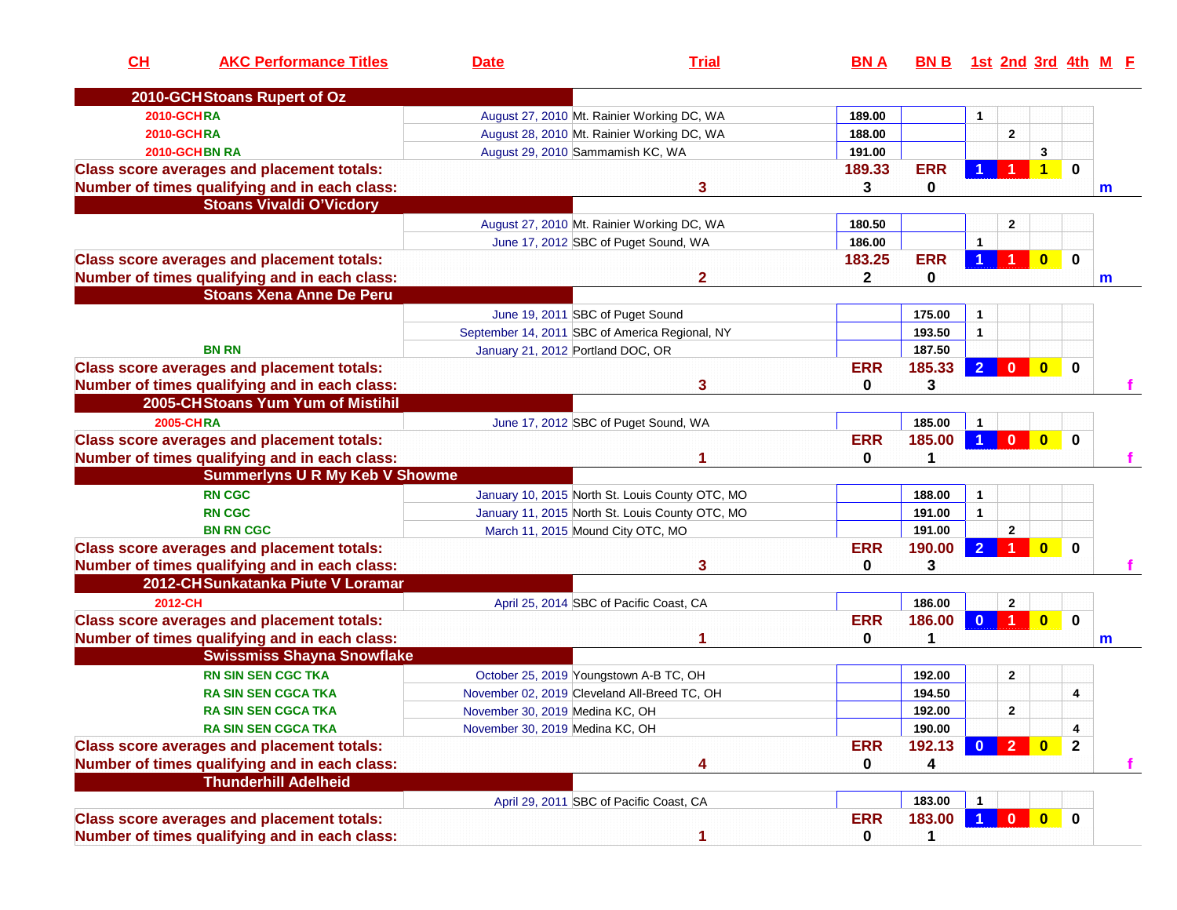| CH | AKC Performance Titles | Date | Trial | BN A | BN B | 1st | 2nd | 3rd | 4th | M | F |
|---|---|---|---|---|---|---|---|---|---|---|---|
| 2010-GCH | Stoans Rupert of Oz | | | | | | | | | | |
| 2010-GCH | RA | August 27, 2010 | Mt. Rainier Working DC, WA | 189.00 | | 1 | | | | | |
| 2010-GCH | RA | August 28, 2010 | Mt. Rainier Working DC, WA | 188.00 | | | 2 | | | | |
| 2010-GCH | BN RA | August 29, 2010 | Sammamish KC, WA | 191.00 | | | | 3 | | | |
| Class score averages and placement totals: | | | | 189.33 | ERR | 1 | 1 | 1 | 0 | | |
| Number of times qualifying and in each class: | | | 3 | 3 | 0 | | | | | m | |
| | Stoans Vivaldi O'Vicdory | | | | | | | | | | |
| | | August 27, 2010 | Mt. Rainier Working DC, WA | 180.50 | | | 2 | | | | |
| | | June 17, 2012 | SBC of Puget Sound, WA | 186.00 | | 1 | | | | | |
| Class score averages and placement totals: | | | | 183.25 | ERR | 1 | 1 | 0 | 0 | | |
| Number of times qualifying and in each class: | | | 2 | 2 | 0 | | | | | m | |
| | Stoans Xena Anne De Peru | | | | | | | | | | |
| | | June 19, 2011 | SBC of Puget Sound | | 175.00 | 1 | | | | | |
| | | September 14, 2011 | SBC of America Regional, NY | | 193.50 | 1 | | | | | |
| | BN RN | January 21, 2012 | Portland DOC, OR | | 187.50 | | | | | | |
| Class score averages and placement totals: | | | | ERR | 185.33 | 2 | 0 | 0 | 0 | | |
| Number of times qualifying and in each class: | | | 3 | 0 | 3 | | | | | | f |
| 2005-CH | Stoans Yum Yum of Mistihil | | | | | | | | | | |
| 2005-CH | RA | June 17, 2012 | SBC of Puget Sound, WA | | 185.00 | 1 | | | | | |
| Class score averages and placement totals: | | | | ERR | 185.00 | 1 | 0 | 0 | 0 | | |
| Number of times qualifying and in each class: | | | 1 | 0 | 1 | | | | | | f |
| | Summerlyns U R My Keb V Showme | | | | | | | | | | |
| | RN CGC | January 10, 2015 | North St. Louis County OTC, MO | | 188.00 | 1 | | | | | |
| | RN CGC | January 11, 2015 | North St. Louis County OTC, MO | | 191.00 | 1 | | | | | |
| | BN RN CGC | March 11, 2015 | Mound City OTC, MO | | 191.00 | | 2 | | | | |
| Class score averages and placement totals: | | | | ERR | 190.00 | 2 | 1 | 0 | 0 | | |
| Number of times qualifying and in each class: | | | 3 | 0 | 3 | | | | | | f |
| 2012-CH | Sunkatanka Piute V Loramar | | | | | | | | | | |
| 2012-CH | | April 25, 2014 | SBC of Pacific Coast, CA | | 186.00 | | 2 | | | | |
| Class score averages and placement totals: | | | | ERR | 186.00 | 0 | 1 | 0 | 0 | | |
| Number of times qualifying and in each class: | | | 1 | 0 | 1 | | | | | m | |
| | Swissmiss Shayna Snowflake | | | | | | | | | | |
| | RN SIN SEN CGC TKA | October 25, 2019 | Youngstown A-B TC, OH | | 192.00 | | 2 | | | | |
| | RA SIN SEN CGCA TKA | November 02, 2019 | Cleveland All-Breed TC, OH | | 194.50 | | | | 4 | | |
| | RA SIN SEN CGCA TKA | November 30, 2019 | Medina KC, OH | | 192.00 | | 2 | | | | |
| | RA SIN SEN CGCA TKA | November 30, 2019 | Medina KC, OH | | 190.00 | | | | 4 | | |
| Class score averages and placement totals: | | | | ERR | 192.13 | 0 | 2 | 0 | 2 | | |
| Number of times qualifying and in each class: | | | 4 | 0 | 4 | | | | | | f |
| | Thunderhill Adelheid | | | | | | | | | | |
| | | April 29, 2011 | SBC of Pacific Coast, CA | | 183.00 | 1 | | | | | |
| Class score averages and placement totals: | | | | ERR | 183.00 | 1 | 0 | 0 | 0 | | |
| Number of times qualifying and in each class: | | | 1 | 0 | 1 | | | | | | |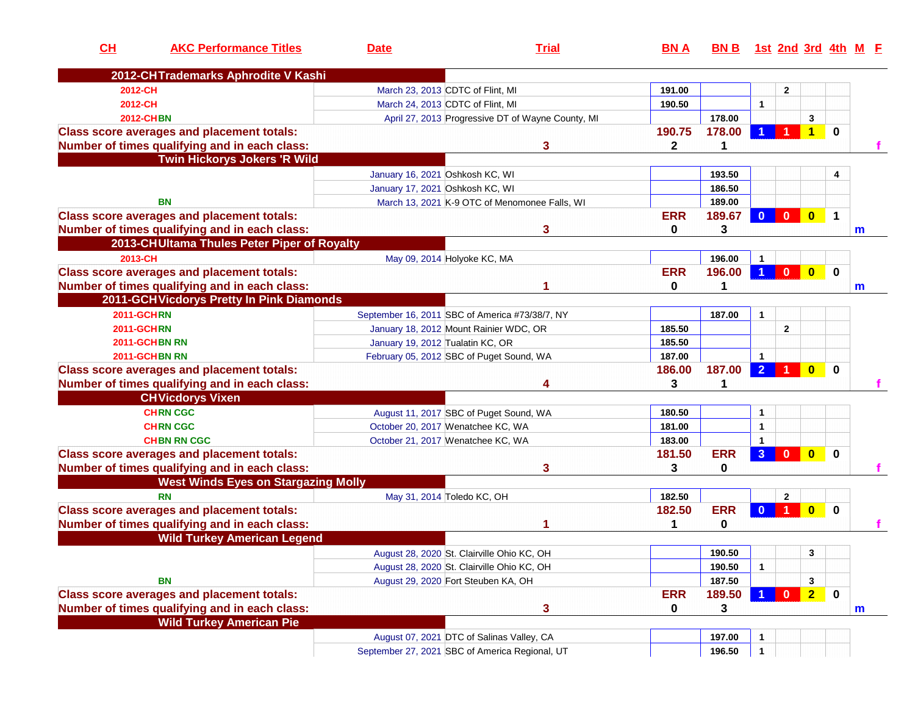| CH | AKC Performance Titles | Date | Trial | BN A | BN B | 1st | 2nd | 3rd | 4th | M | F |
|---|---|---|---|---|---|---|---|---|---|---|---|
| **2012-CH Trademarks Aphrodite V Kashi** | | | | | | | | | | | |
| 2012-CH | | March 23, 2013 | CDTC of Flint, MI | 191.00 | | | 2 | | | | |
| 2012-CH | | March 24, 2013 | CDTC of Flint, MI | 190.50 | | 1 | | | | | |
| 2012-CH | BN | April 27, 2013 | Progressive DT of Wayne County, MI | | 178.00 | | | 3 | | | |
| **Class score averages and placement totals:** | | | | 190.75 | 178.00 | 1 | 1 | 1 | 0 | | |
| **Number of times qualifying and in each class:** | | | 3 | 2 | 1 | | | | | | f |
| **Twin Hickorys Jokers 'R Wild** | | | | | | | | | | | |
| | | January 16, 2021 | Oshkosh KC, WI | | 193.50 | | | | 4 | | |
| | | January 17, 2021 | Oshkosh KC, WI | | 186.50 | | | | | | |
| | BN | March 13, 2021 | K-9 OTC of Menomonee Falls, WI | | 189.00 | | | | | | |
| **Class score averages and placement totals:** | | | | ERR | 189.67 | 0 | 0 | 0 | 1 | | |
| **Number of times qualifying and in each class:** | | | 3 | 0 | 3 | | | | | m | |
| **2013-CH Ultama Thules Peter Piper of Royalty** | | | | | | | | | | | |
| 2013-CH | | May 09, 2014 | Holyoke KC, MA | | 196.00 | 1 | | | | | |
| **Class score averages and placement totals:** | | | | ERR | 196.00 | 1 | 0 | 0 | 0 | | |
| **Number of times qualifying and in each class:** | | | 1 | 0 | 1 | | | | | m | |
| **2011-GCH Vicdorys Pretty In Pink Diamonds** | | | | | | | | | | | |
| 2011-GCH | RN | September 16, 2011 | SBC of America #73/38/7, NY | | 187.00 | 1 | | | | | |
| 2011-GCH | RN | January 18, 2012 | Mount Rainier WDC, OR | 185.50 | | | 2 | | | | |
| 2011-GCH | BN RN | January 19, 2012 | Tualatin KC, OR | 185.50 | | | | | | | |
| 2011-GCH | BN RN | February 05, 2012 | SBC of Puget Sound, WA | 187.00 | | 1 | | | | | |
| **Class score averages and placement totals:** | | | | 186.00 | 187.00 | 2 | 1 | 0 | 0 | | |
| **Number of times qualifying and in each class:** | | | 4 | 3 | 1 | | | | | | f |
| **CH Vicdorys Vixen** | | | | | | | | | | | |
| CH | RN CGC | August 11, 2017 | SBC of Puget Sound, WA | 180.50 | | 1 | | | | | |
| CH | RN CGC | October 20, 2017 | Wenatchee KC, WA | 181.00 | | 1 | | | | | |
| CH | BN RN CGC | October 21, 2017 | Wenatchee KC, WA | 183.00 | | 1 | | | | | |
| **Class score averages and placement totals:** | | | | 181.50 | ERR | 3 | 0 | 0 | 0 | | |
| **Number of times qualifying and in each class:** | | | 3 | 3 | 0 | | | | | | f |
| **West Winds Eyes on Stargazing Molly** | | | | | | | | | | | |
| | RN | May 31, 2014 | Toledo KC, OH | 182.50 | | | 2 | | | | |
| **Class score averages and placement totals:** | | | | 182.50 | ERR | 0 | 1 | 0 | 0 | | |
| **Number of times qualifying and in each class:** | | | 1 | 1 | 0 | | | | | | f |
| **Wild Turkey American Legend** | | | | | | | | | | | |
| | | August 28, 2020 | St. Clairville Ohio KC, OH | | 190.50 | | | 3 | | | |
| | | August 28, 2020 | St. Clairville Ohio KC, OH | | 190.50 | 1 | | | | | |
| | BN | August 29, 2020 | Fort Steuben KA, OH | | 187.50 | | | 3 | | | |
| **Class score averages and placement totals:** | | | | ERR | 189.50 | 1 | 0 | 2 | 0 | | |
| **Number of times qualifying and in each class:** | | | 3 | 0 | 3 | | | | | m | |
| **Wild Turkey American Pie** | | | | | | | | | | | |
| | | August 07, 2021 | DTC of Salinas Valley, CA | | 197.00 | 1 | | | | | |
| | | September 27, 2021 | SBC of America Regional, UT | | 196.50 | 1 | | | | | |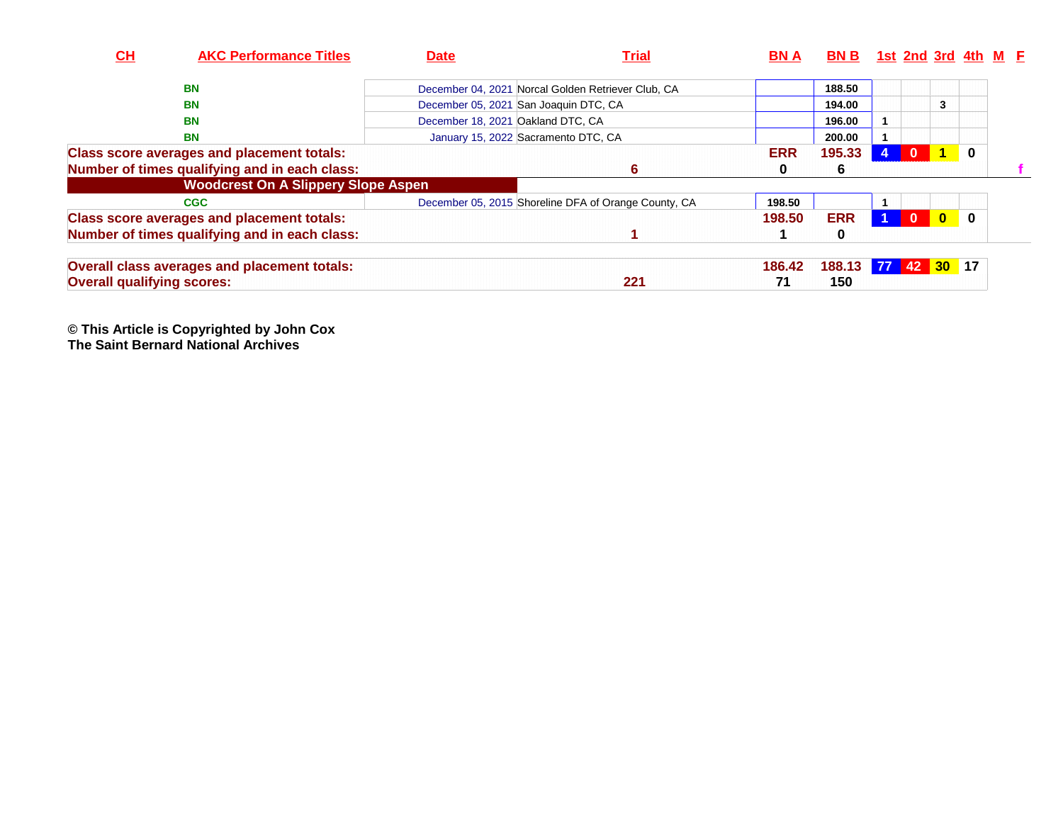| CH | AKC Performance Titles | Date | Trial | BN A | BN B | 1st | 2nd | 3rd | 4th | M | F |
|---|---|---|---|---|---|---|---|---|---|---|---|
| | BN | December 04, 2021 | Norcal Golden Retriever Club, CA | | 188.50 | | | | | | |
| | BN | December 05, 2021 | San Joaquin DTC, CA | | 194.00 | | | 3 | | | |
| | BN | December 18, 2021 | Oakland DTC, CA | | 196.00 | 1 | | | | | |
| | BN | January 15, 2022 | Sacramento DTC, CA | | 200.00 | 1 | | | | | |
| Class score averages and placement totals: | | | | ERR | 195.33 | 4 | 0 | 1 | 0 | | |
| Number of times qualifying and in each class: | | | 6 | 0 | 6 | | | | | | f |
| Woodcrest On A Slippery Slope Aspen | | | | | | | | | | | |
| | CGC | December 05, 2015 | Shoreline DFA of Orange County, CA | 198.50 | | 1 | | | | | |
| Class score averages and placement totals: | | | | 198.50 | ERR | 1 | 0 | 0 | 0 | | |
| Number of times qualifying and in each class: | | | 1 | 1 | 0 | | | | | | |
| Overall class averages and placement totals: | | | | 186.42 | 188.13 | 77 | 42 | 30 | 17 | | |
| Overall qualifying scores: | | | 221 | 71 | 150 | | | | | | |

**© This Article is Copyrighted by John Cox**
**The Saint Bernard National Archives**